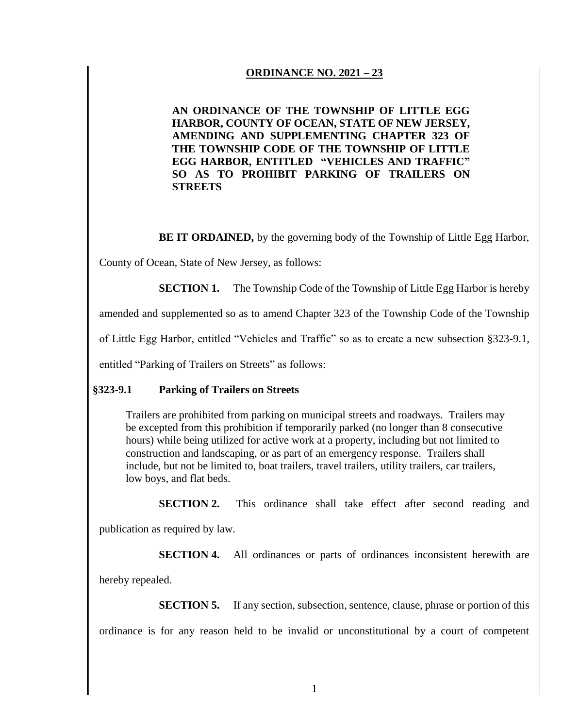# ORDINANCE NO. 2021 – 23

**AN ORDINANCE OF THE TOWNSHIP OF LITTLE EGG HARBOR, COUNTY OF OCEAN, STATE OF NEW JERSEY, AMENDING AND SUPPLEMENTING CHAPTER 323 OF THE TOWNSHIP CODE OF THE TOWNSHIP OF LITTLE EGG HARBOR, ENTITLED "VEHICLES AND TRAFFIC" SO AS TO PROHIBIT PARKING OF TRAILERS ON STREETS**

**BE IT ORDAINED,** by the governing body of the Township of Little Egg Harbor, County of Ocean, State of New Jersey, as follows:

**SECTION 1.** The Township Code of the Township of Little Egg Harbor is hereby amended and supplemented so as to amend Chapter 323 of the Township Code of the Township of Little Egg Harbor, entitled "Vehicles and Traffic" so as to create a new subsection §323-9.1, entitled "Parking of Trailers on Streets" as follows:

## §323-9.1 Parking of Trailers on Streets

Trailers are prohibited from parking on municipal streets and roadways. Trailers may be excepted from this prohibition if temporarily parked (no longer than 8 consecutive hours) while being utilized for active work at a property, including but not limited to construction and landscaping, or as part of an emergency response. Trailers shall include, but not be limited to, boat trailers, travel trailers, utility trailers, car trailers, low boys, and flat beds.

**SECTION 2.** This ordinance shall take effect after second reading and publication as required by law.

**SECTION 4.** All ordinances or parts of ordinances inconsistent herewith are hereby repealed.

**SECTION 5.** If any section, subsection, sentence, clause, phrase or portion of this ordinance is for any reason held to be invalid or unconstitutional by a court of competent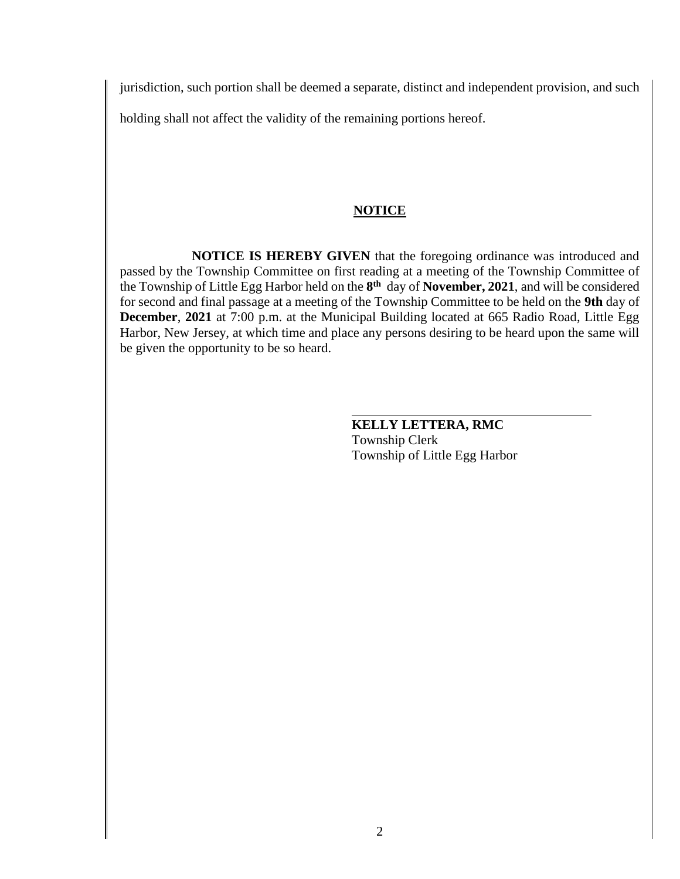jurisdiction, such portion shall be deemed a separate, distinct and independent provision, and such holding shall not affect the validity of the remaining portions hereof.

## NOTICE

**NOTICE IS HEREBY GIVEN** that the foregoing ordinance was introduced and passed by the Township Committee on first reading at a meeting of the Township Committee of the Township of Little Egg Harbor held on the **8th** day of **November, 2021**, and will be considered for second and final passage at a meeting of the Township Committee to be held on the **9th** day of **December**, **2021** at 7:00 p.m. at the Municipal Building located at 665 Radio Road, Little Egg Harbor, New Jersey, at which time and place any persons desiring to be heard upon the same will be given the opportunity to be so heard.

**KELLY LETTERA, RMC**
Township Clerk
Township of Little Egg Harbor